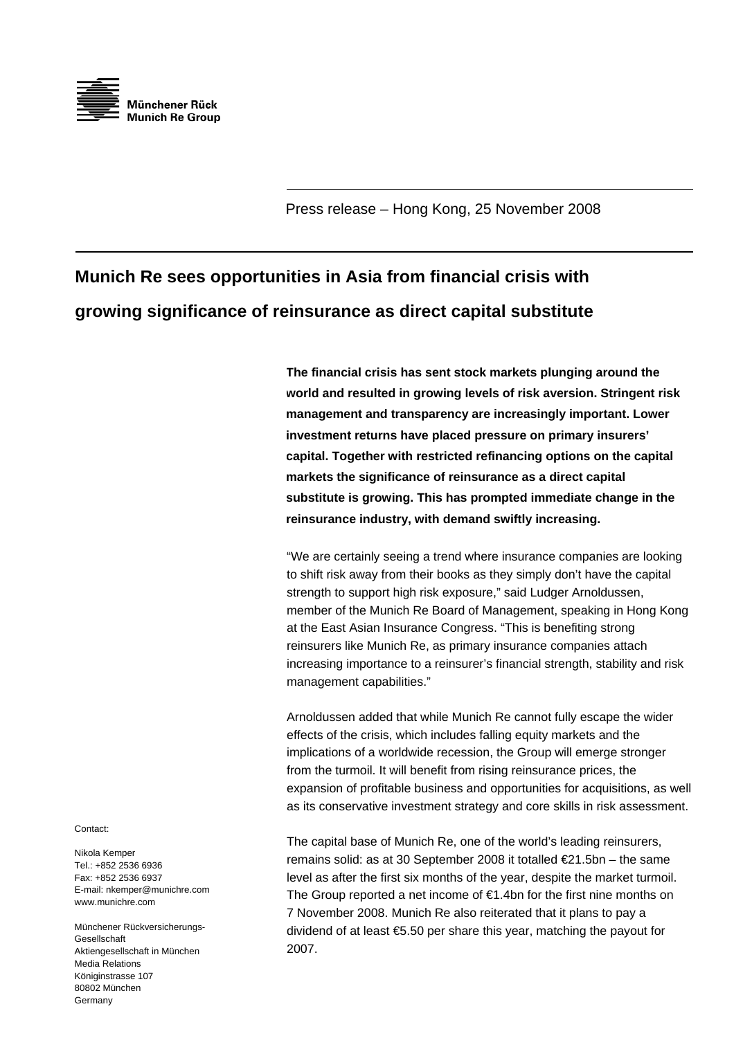Münchener Rück
Munich Re Group

Press release – Hong Kong, 25 November 2008

# Munich Re sees opportunities in Asia from financial crisis with growing significance of reinsurance as direct capital substitute

**The financial crisis has sent stock markets plunging around the world and resulted in growing levels of risk aversion. Stringent risk management and transparency are increasingly important. Lower investment returns have placed pressure on primary insurers' capital. Together with restricted refinancing options on the capital markets the significance of reinsurance as a direct capital substitute is growing. This has prompted immediate change in the reinsurance industry, with demand swiftly increasing.**

"We are certainly seeing a trend where insurance companies are looking to shift risk away from their books as they simply don't have the capital strength to support high risk exposure," said Ludger Arnoldussen, member of the Munich Re Board of Management, speaking in Hong Kong at the East Asian Insurance Congress. "This is benefiting strong reinsurers like Munich Re, as primary insurance companies attach increasing importance to a reinsurer's financial strength, stability and risk management capabilities."

Arnoldussen added that while Munich Re cannot fully escape the wider effects of the crisis, which includes falling equity markets and the implications of a worldwide recession, the Group will emerge stronger from the turmoil. It will benefit from rising reinsurance prices, the expansion of profitable business and opportunities for acquisitions, as well as its conservative investment strategy and core skills in risk assessment.

The capital base of Munich Re, one of the world's leading reinsurers, remains solid: as at 30 September 2008 it totalled €21.5bn – the same level as after the first six months of the year, despite the market turmoil. The Group reported a net income of €1.4bn for the first nine months on 7 November 2008. Munich Re also reiterated that it plans to pay a dividend of at least €5.50 per share this year, matching the payout for 2007.

Contact:

Nikola Kemper
Tel.: +852 2536 6936
Fax: +852 2536 6937
E-mail: nkemper@munichre.com
www.munichre.com

Münchener Rückversicherungs-Gesellschaft
Aktiengesellschaft in München
Media Relations
Königinstrasse 107
80802 München
Germany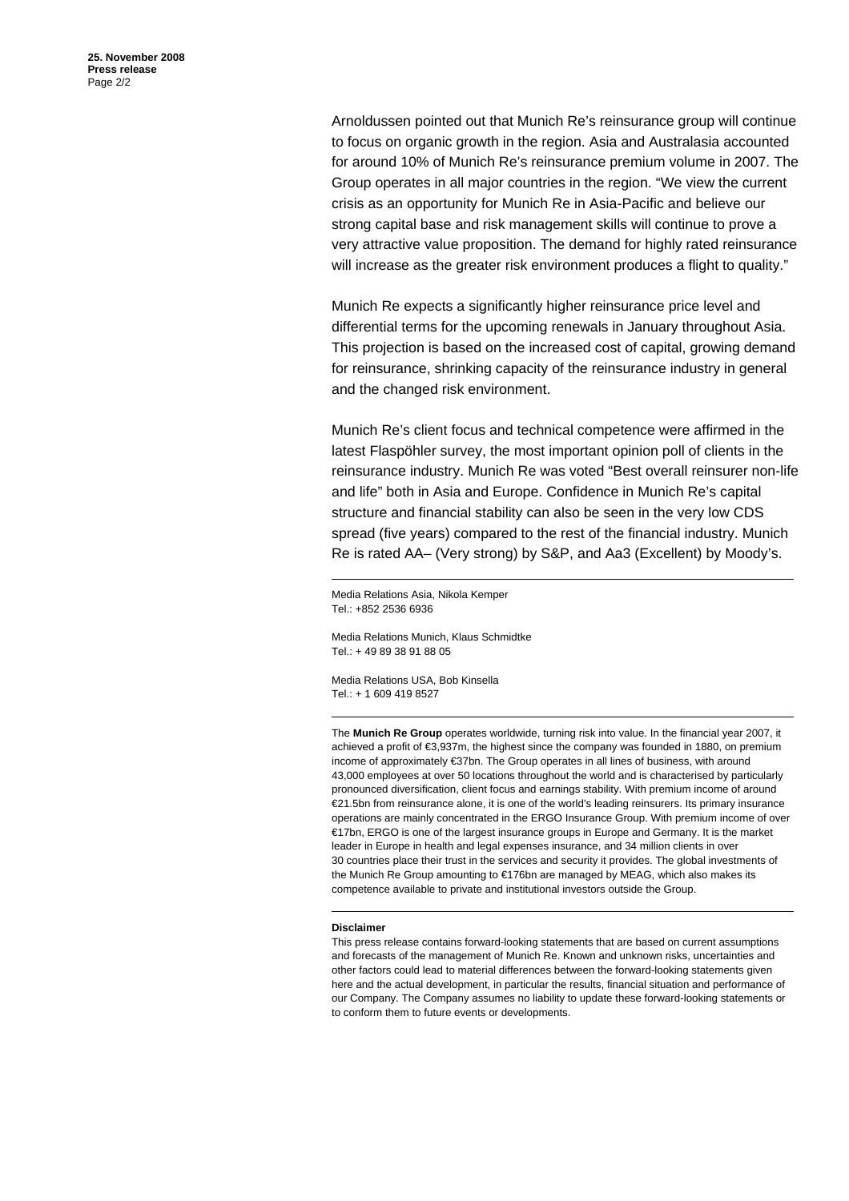Arnoldussen pointed out that Munich Re's reinsurance group will continue to focus on organic growth in the region. Asia and Australasia accounted for around 10% of Munich Re's reinsurance premium volume in 2007. The Group operates in all major countries in the region. "We view the current crisis as an opportunity for Munich Re in Asia-Pacific and believe our strong capital base and risk management skills will continue to prove a very attractive value proposition. The demand for highly rated reinsurance will increase as the greater risk environment produces a flight to quality."

Munich Re expects a significantly higher reinsurance price level and differential terms for the upcoming renewals in January throughout Asia. This projection is based on the increased cost of capital, growing demand for reinsurance, shrinking capacity of the reinsurance industry in general and the changed risk environment.

Munich Re's client focus and technical competence were affirmed in the latest Flaspöhler survey, the most important opinion poll of clients in the reinsurance industry. Munich Re was voted "Best overall reinsurer non-life and life" both in Asia and Europe. Confidence in Munich Re's capital structure and financial stability can also be seen in the very low CDS spread (five years) compared to the rest of the financial industry. Munich Re is rated AA– (Very strong) by S&P, and Aa3 (Excellent) by Moody's.

---

Media Relations Asia, Nikola Kemper
Tel.: +852 2536 6936

Media Relations Munich, Klaus Schmidtke
Tel.: + 49 89 38 91 88 05

Media Relations USA, Bob Kinsella
Tel.: + 1 609 419 8527

---

The **Munich Re Group** operates worldwide, turning risk into value. In the financial year 2007, it achieved a profit of €3,937m, the highest since the company was founded in 1880, on premium income of approximately €37bn. The Group operates in all lines of business, with around 43,000 employees at over 50 locations throughout the world and is characterised by particularly pronounced diversification, client focus and earnings stability. With premium income of around €21.5bn from reinsurance alone, it is one of the world's leading reinsurers. Its primary insurance operations are mainly concentrated in the ERGO Insurance Group. With premium income of over €17bn, ERGO is one of the largest insurance groups in Europe and Germany. It is the market leader in Europe in health and legal expenses insurance, and 34 million clients in over 30 countries place their trust in the services and security it provides. The global investments of the Munich Re Group amounting to €176bn are managed by MEAG, which also makes its competence available to private and institutional investors outside the Group.

---

**Disclaimer**

This press release contains forward-looking statements that are based on current assumptions and forecasts of the management of Munich Re. Known and unknown risks, uncertainties and other factors could lead to material differences between the forward-looking statements given here and the actual development, in particular the results, financial situation and performance of our Company. The Company assumes no liability to update these forward-looking statements or to conform them to future events or developments.